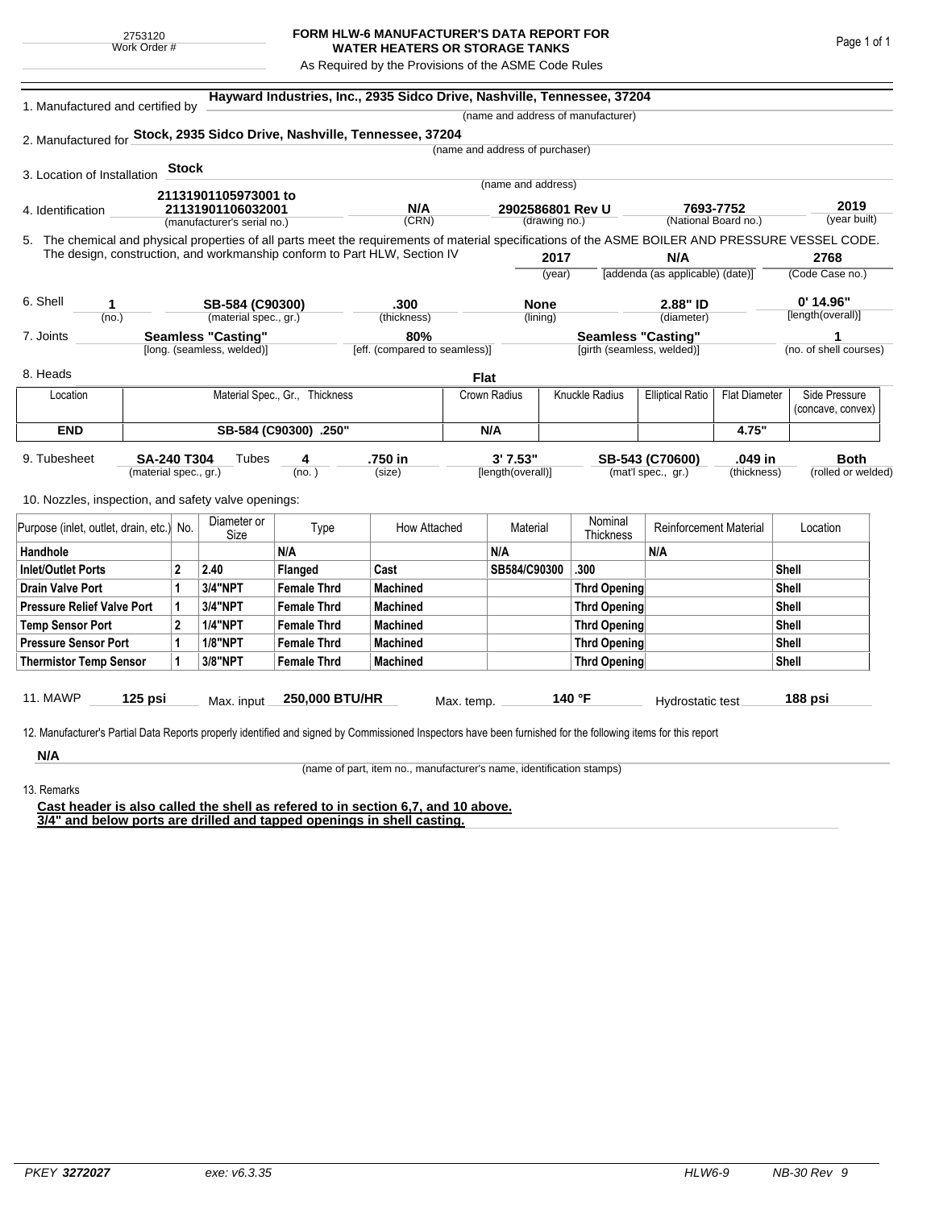2753120
Work Order #

# FORM HLW-6 MANUFACTURER'S DATA REPORT FOR WATER HEATERS OR STORAGE TANKS

As Required by the Provisions of the ASME Code Rules

1. Manufactured and certified by **Hayward Industries, Inc., 2935 Sidco Drive, Nashville, Tennessee, 37204**
(name and address of manufacturer)

2. Manufactured for **Stock, 2935 Sidco Drive, Nashville, Tennessee, 37204**
(name and address of purchaser)

3. Location of Installation **Stock**
(name and address)

4. Identification **21131901105973001 to 21131901106032001** (manufacturer's serial no.) **N/A** (CRN) **2902586801 Rev U** (drawing no.) **7693-7752** (National Board no.) **2019** (year built)

5. The chemical and physical properties of all parts meet the requirements of material specifications of the ASME BOILER AND PRESSURE VESSEL CODE. The design, construction, and workmanship conform to Part HLW, Section IV **2017** (year) **N/A** [addenda (as applicable) (date)] **2768** (Code Case no.)

6. Shell **1** (no.) **SB-584 (C90300)** (material spec., gr.) **.300** (thickness) **None** (lining) **2.88" ID** (diameter) **0' 14.96"** [length(overall)]

7. Joints **Seamless "Casting"** [long. (seamless, welded)] **80%** [eff. (compared to seamless)] **Seamless "Casting"** [girth (seamless, welded)] **1** (no. of shell courses)

8. Heads **Flat**

| Location | Material Spec., Gr., Thickness | Crown Radius | Knuckle Radius | Elliptical Ratio | Flat Diameter | Side Pressure (concave, convex) |
|---|---|---|---|---|---|---|
| **END** | **SB-584 (C90300) .250"** | **N/A** | | | **4.75"** | |

9. Tubesheet **SA-240 T304** (material spec., gr.) Tubes **4** (no.) **.750 in** (size) **3' 7.53"** [length(overall)] **SB-543 (C70600)** (mat'l spec., gr.) **.049 in** (thickness) **Both** (rolled or welded)

10. Nozzles, inspection, and safety valve openings:

| Purpose (inlet, outlet, drain, etc.) | No. | Diameter or Size | Type | How Attached | Material | Nominal Thickness | Reinforcement Material | Location |
|---|---|---|---|---|---|---|---|---|
| **Handhole** | | | **N/A** | | **N/A** | | **N/A** | |
| **Inlet/Outlet Ports** | **2** | **2.40** | **Flanged** | **Cast** | **SB584/C90300** | **.300** | | **Shell** |
| **Drain Valve Port** | **1** | **3/4"NPT** | **Female Thrd** | **Machined** | | **Thrd Opening** | | **Shell** |
| **Pressure Relief Valve Port** | **1** | **3/4"NPT** | **Female Thrd** | **Machined** | | **Thrd Opening** | | **Shell** |
| **Temp Sensor Port** | **2** | **1/4"NPT** | **Female Thrd** | **Machined** | | **Thrd Opening** | | **Shell** |
| **Pressure Sensor Port** | **1** | **1/8"NPT** | **Female Thrd** | **Machined** | | **Thrd Opening** | | **Shell** |
| **Thermistor Temp Sensor** | **1** | **3/8"NPT** | **Female Thrd** | **Machined** | | **Thrd Opening** | | **Shell** |

11. MAWP **125 psi** Max. input **250,000 BTU/HR** Max. temp. **140 °F** Hydrostatic test **188 psi**

12. Manufacturer's Partial Data Reports properly identified and signed by Commissioned Inspectors have been furnished for the following items for this report

**N/A**
(name of part, item no., manufacturer's name, identification stamps)

13. Remarks

**Cast header is also called the shell as refered to in section 6,7, and 10 above.**
**3/4" and below ports are drilled and tapped openings in shell casting.**

PKEY **3272027** exe: v6.3.35 HLW6-9 NB-30 Rev 9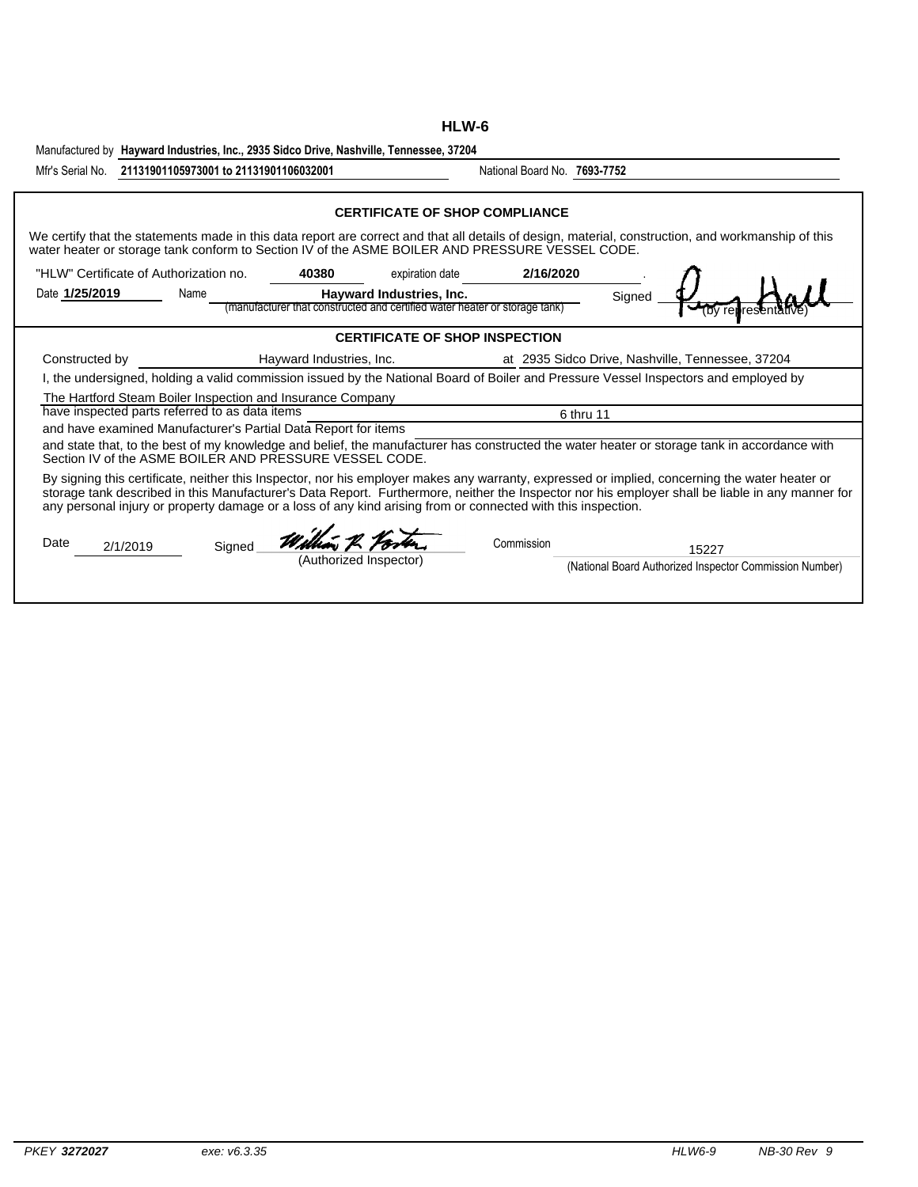# HLW-6

Manufactured by **Hayward Industries, Inc., 2935 Sidco Drive, Nashville, Tennessee, 37204**

Mfr's Serial No. **21131901105973001 to 21131901106032001** National Board No. **7693-7752**

## CERTIFICATE OF SHOP COMPLIANCE

We certify that the statements made in this data report are correct and that all details of design, material, construction, and workmanship of this water heater or storage tank conform to Section IV of the ASME BOILER AND PRESSURE VESSEL CODE.

"HLW" Certificate of Authorization no. **40380** expiration date **2/16/2020**.

Date **1/25/2019** Name **Hayward Industries, Inc.** Signed Perry Hall
(manufacturer that constructed and certified water heater or storage tank) (by representative)

## CERTIFICATE OF SHOP INSPECTION

Constructed by Hayward Industries, Inc. at 2935 Sidco Drive, Nashville, Tennessee, 37204

I, the undersigned, holding a valid commission issued by the National Board of Boiler and Pressure Vessel Inspectors and employed by The Hartford Steam Boiler Inspection and Insurance Company

have inspected parts referred to as data items 6 thru 11

and have examined Manufacturer's Partial Data Report for items

and state that, to the best of my knowledge and belief, the manufacturer has constructed the water heater or storage tank in accordance with Section IV of the ASME BOILER AND PRESSURE VESSEL CODE.

By signing this certificate, neither this Inspector, nor his employer makes any warranty, expressed or implied, concerning the water heater or storage tank described in this Manufacturer's Data Report. Furthermore, neither the Inspector nor his employer shall be liable in any manner for any personal injury or property damage or a loss of any kind arising from or connected with this inspection.

Date 2/1/2019 Signed William R. Foster Commission 15227
(Authorized Inspector) (National Board Authorized Inspector Commission Number)

PKEY 3272027 exe: v6.3.35 HLW6-9 NB-30 Rev 9